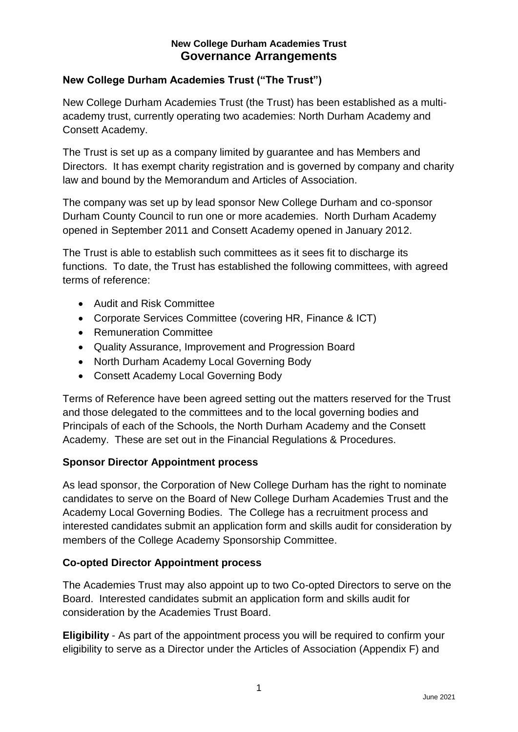**New College Durham Academies Trust**

# Governance Arrangements

## New College Durham Academies Trust ("The Trust")

New College Durham Academies Trust (the Trust) has been established as a multi-academy trust, currently operating two academies: North Durham Academy and Consett Academy.

The Trust is set up as a company limited by guarantee and has Members and Directors. It has exempt charity registration and is governed by company and charity law and bound by the Memorandum and Articles of Association.

The company was set up by lead sponsor New College Durham and co-sponsor Durham County Council to run one or more academies. North Durham Academy opened in September 2011 and Consett Academy opened in January 2012.

The Trust is able to establish such committees as it sees fit to discharge its functions. To date, the Trust has established the following committees, with agreed terms of reference:

- Audit and Risk Committee
- Corporate Services Committee (covering HR, Finance & ICT)
- Remuneration Committee
- Quality Assurance, Improvement and Progression Board
- North Durham Academy Local Governing Body
- Consett Academy Local Governing Body

Terms of Reference have been agreed setting out the matters reserved for the Trust and those delegated to the committees and to the local governing bodies and Principals of each of the Schools, the North Durham Academy and the Consett Academy. These are set out in the Financial Regulations & Procedures.

## Sponsor Director Appointment process

As lead sponsor, the Corporation of New College Durham has the right to nominate candidates to serve on the Board of New College Durham Academies Trust and the Academy Local Governing Bodies. The College has a recruitment process and interested candidates submit an application form and skills audit for consideration by members of the College Academy Sponsorship Committee.

## Co-opted Director Appointment process

The Academies Trust may also appoint up to two Co-opted Directors to serve on the Board. Interested candidates submit an application form and skills audit for consideration by the Academies Trust Board.

**Eligibility** - As part of the appointment process you will be required to confirm your eligibility to serve as a Director under the Articles of Association (Appendix F) and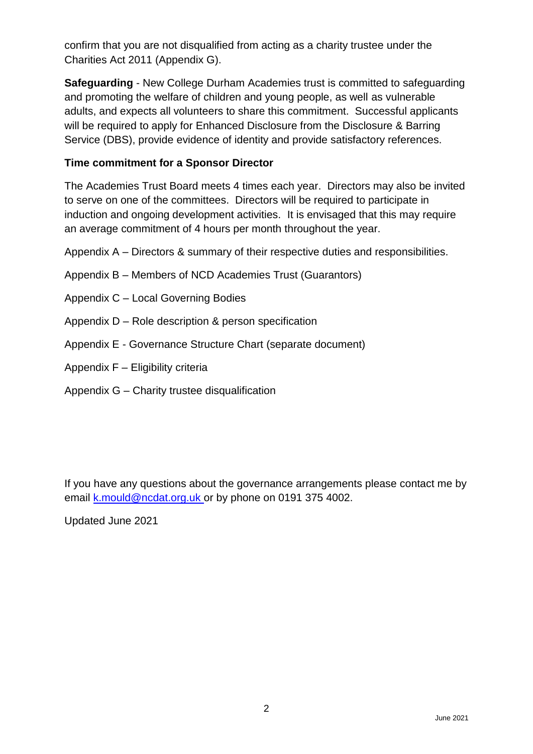confirm that you are not disqualified from acting as a charity trustee under the Charities Act 2011 (Appendix G).

**Safeguarding** - New College Durham Academies trust is committed to safeguarding and promoting the welfare of children and young people, as well as vulnerable adults, and expects all volunteers to share this commitment. Successful applicants will be required to apply for Enhanced Disclosure from the Disclosure & Barring Service (DBS), provide evidence of identity and provide satisfactory references.

**Time commitment for a Sponsor Director**

The Academies Trust Board meets 4 times each year. Directors may also be invited to serve on one of the committees. Directors will be required to participate in induction and ongoing development activities. It is envisaged that this may require an average commitment of 4 hours per month throughout the year.

Appendix A – Directors & summary of their respective duties and responsibilities.

Appendix B – Members of NCD Academies Trust (Guarantors)

Appendix C – Local Governing Bodies

Appendix D – Role description & person specification

Appendix E - Governance Structure Chart (separate document)

Appendix F – Eligibility criteria

Appendix G – Charity trustee disqualification

If you have any questions about the governance arrangements please contact me by email [k.mould@ncdat.org.uk](mailto:k.mould@ncdat.org.uk) or by phone on 0191 375 4002.

Updated June 2021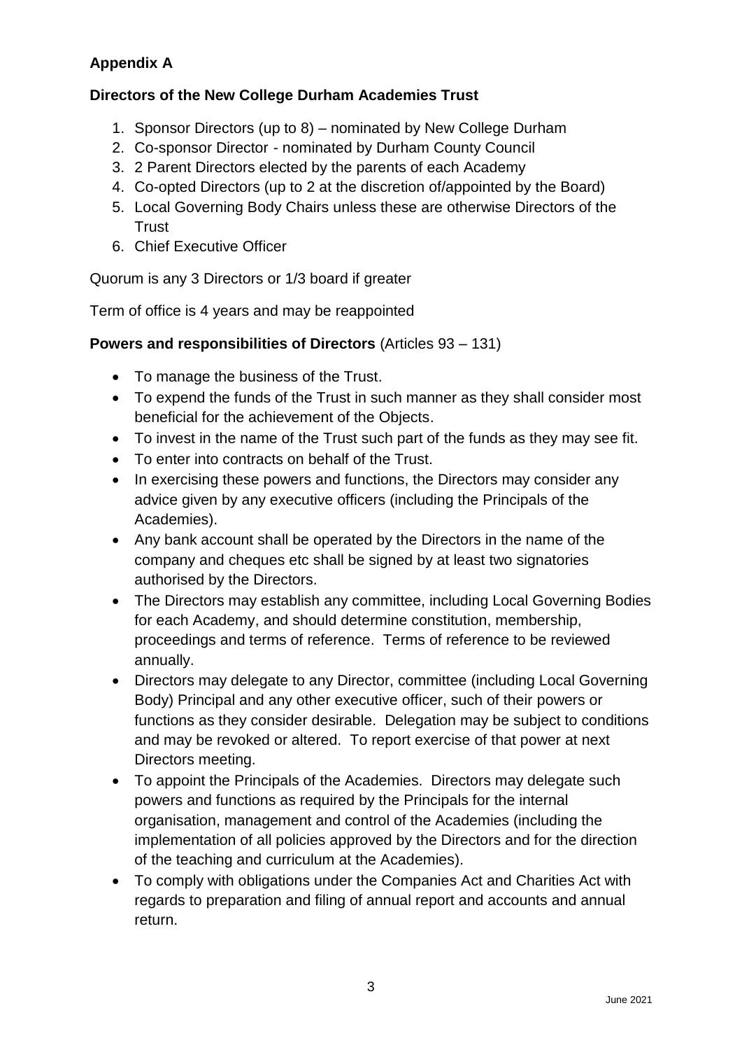**Appendix A**

**Directors of the New College Durham Academies Trust**

1. Sponsor Directors (up to 8) – nominated by New College Durham
2. Co-sponsor Director - nominated by Durham County Council
3. 2 Parent Directors elected by the parents of each Academy
4. Co-opted Directors (up to 2 at the discretion of/appointed by the Board)
5. Local Governing Body Chairs unless these are otherwise Directors of the Trust
6. Chief Executive Officer

Quorum is any 3 Directors or 1/3 board if greater

Term of office is 4 years and may be reappointed

**Powers and responsibilities of Directors** (Articles 93 – 131)

- To manage the business of the Trust.
- To expend the funds of the Trust in such manner as they shall consider most beneficial for the achievement of the Objects.
- To invest in the name of the Trust such part of the funds as they may see fit.
- To enter into contracts on behalf of the Trust.
- In exercising these powers and functions, the Directors may consider any advice given by any executive officers (including the Principals of the Academies).
- Any bank account shall be operated by the Directors in the name of the company and cheques etc shall be signed by at least two signatories authorised by the Directors.
- The Directors may establish any committee, including Local Governing Bodies for each Academy, and should determine constitution, membership, proceedings and terms of reference. Terms of reference to be reviewed annually.
- Directors may delegate to any Director, committee (including Local Governing Body) Principal and any other executive officer, such of their powers or functions as they consider desirable. Delegation may be subject to conditions and may be revoked or altered. To report exercise of that power at next Directors meeting.
- To appoint the Principals of the Academies. Directors may delegate such powers and functions as required by the Principals for the internal organisation, management and control of the Academies (including the implementation of all policies approved by the Directors and for the direction of the teaching and curriculum at the Academies).
- To comply with obligations under the Companies Act and Charities Act with regards to preparation and filing of annual report and accounts and annual return.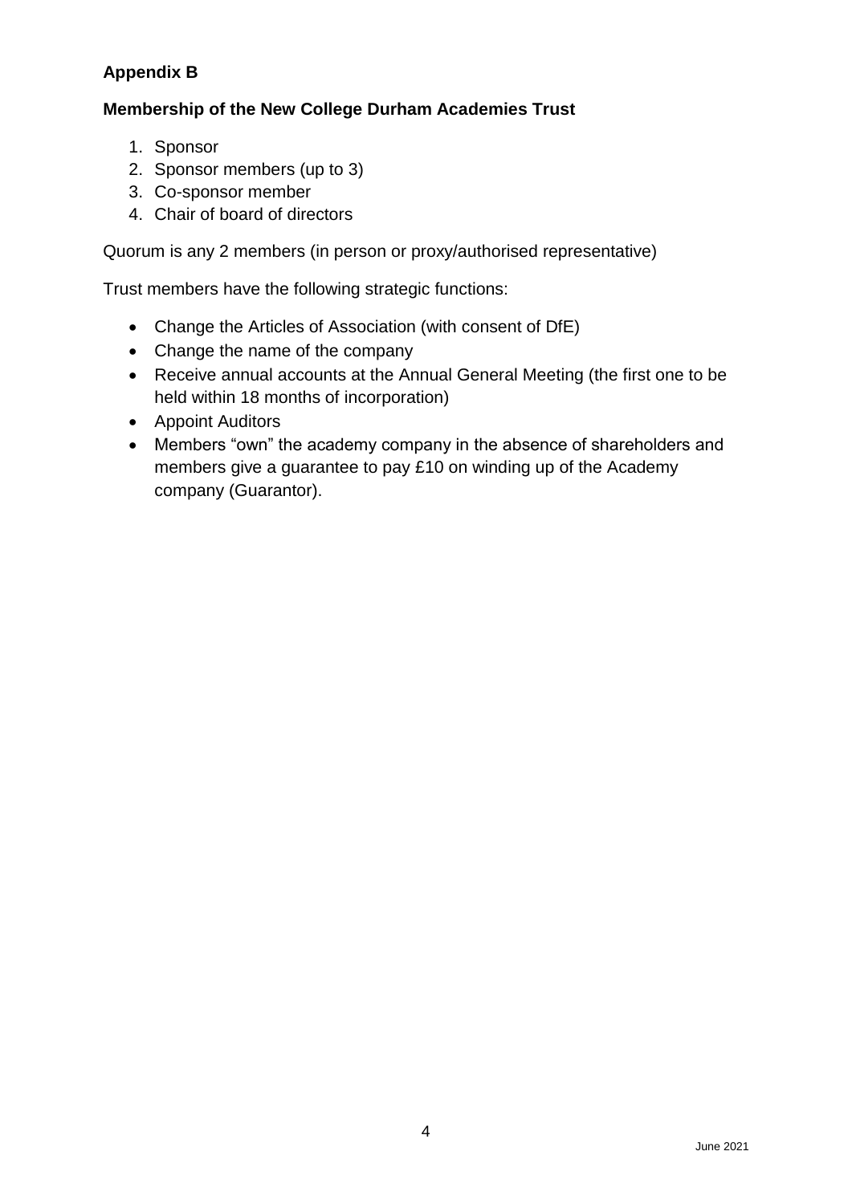## Appendix B

### Membership of the New College Durham Academies Trust

1. Sponsor
2. Sponsor members (up to 3)
3. Co-sponsor member
4. Chair of board of directors

Quorum is any 2 members (in person or proxy/authorised representative)

Trust members have the following strategic functions:

- Change the Articles of Association (with consent of DfE)
- Change the name of the company
- Receive annual accounts at the Annual General Meeting (the first one to be held within 18 months of incorporation)
- Appoint Auditors
- Members "own" the academy company in the absence of shareholders and members give a guarantee to pay £10 on winding up of the Academy company (Guarantor).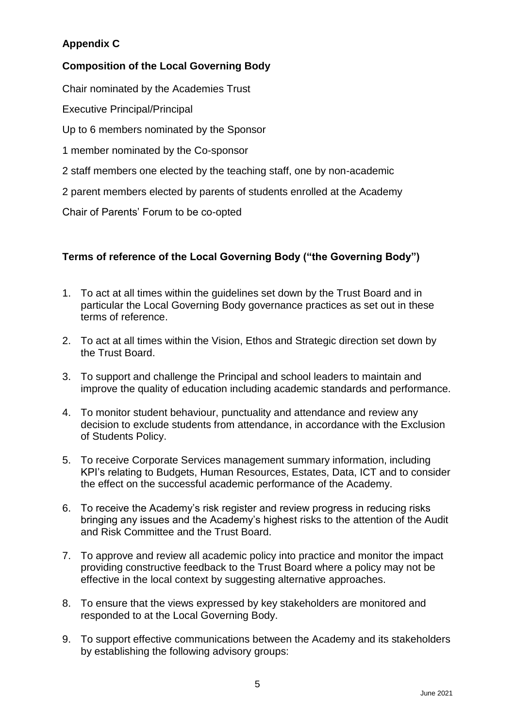**Appendix C**

**Composition of the Local Governing Body**

Chair nominated by the Academies Trust

Executive Principal/Principal

Up to 6 members nominated by the Sponsor

1 member nominated by the Co-sponsor

2 staff members one elected by the teaching staff, one by non-academic

2 parent members elected by parents of students enrolled at the Academy

Chair of Parents' Forum to be co-opted

**Terms of reference of the Local Governing Body ("the Governing Body")**

1. To act at all times within the guidelines set down by the Trust Board and in particular the Local Governing Body governance practices as set out in these terms of reference.
2. To act at all times within the Vision, Ethos and Strategic direction set down by the Trust Board.
3. To support and challenge the Principal and school leaders to maintain and improve the quality of education including academic standards and performance.
4. To monitor student behaviour, punctuality and attendance and review any decision to exclude students from attendance, in accordance with the Exclusion of Students Policy.
5. To receive Corporate Services management summary information, including KPI's relating to Budgets, Human Resources, Estates, Data, ICT and to consider the effect on the successful academic performance of the Academy.
6. To receive the Academy's risk register and review progress in reducing risks bringing any issues and the Academy's highest risks to the attention of the Audit and Risk Committee and the Trust Board.
7. To approve and review all academic policy into practice and monitor the impact providing constructive feedback to the Trust Board where a policy may not be effective in the local context by suggesting alternative approaches.
8. To ensure that the views expressed by key stakeholders are monitored and responded to at the Local Governing Body.
9. To support effective communications between the Academy and its stakeholders by establishing the following advisory groups: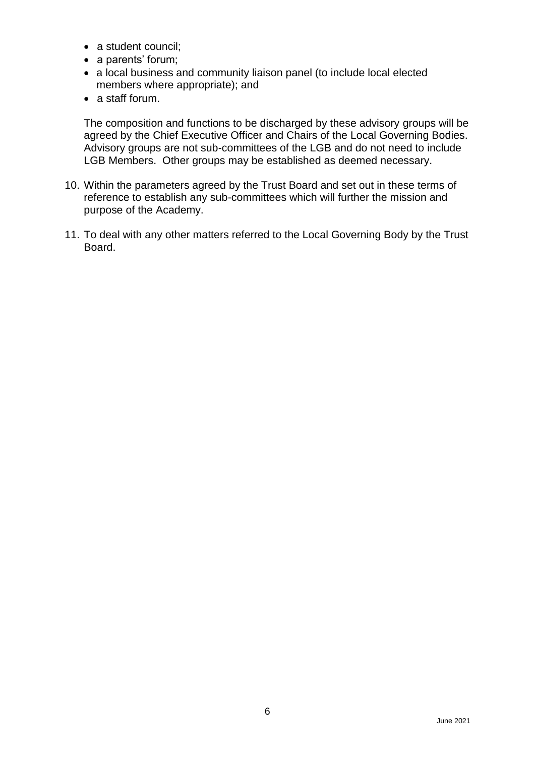- a student council;
- a parents' forum;
- a local business and community liaison panel (to include local elected members where appropriate); and
- a staff forum.

The composition and functions to be discharged by these advisory groups will be agreed by the Chief Executive Officer and Chairs of the Local Governing Bodies. Advisory groups are not sub-committees of the LGB and do not need to include LGB Members. Other groups may be established as deemed necessary.

10. Within the parameters agreed by the Trust Board and set out in these terms of reference to establish any sub-committees which will further the mission and purpose of the Academy.

11. To deal with any other matters referred to the Local Governing Body by the Trust Board.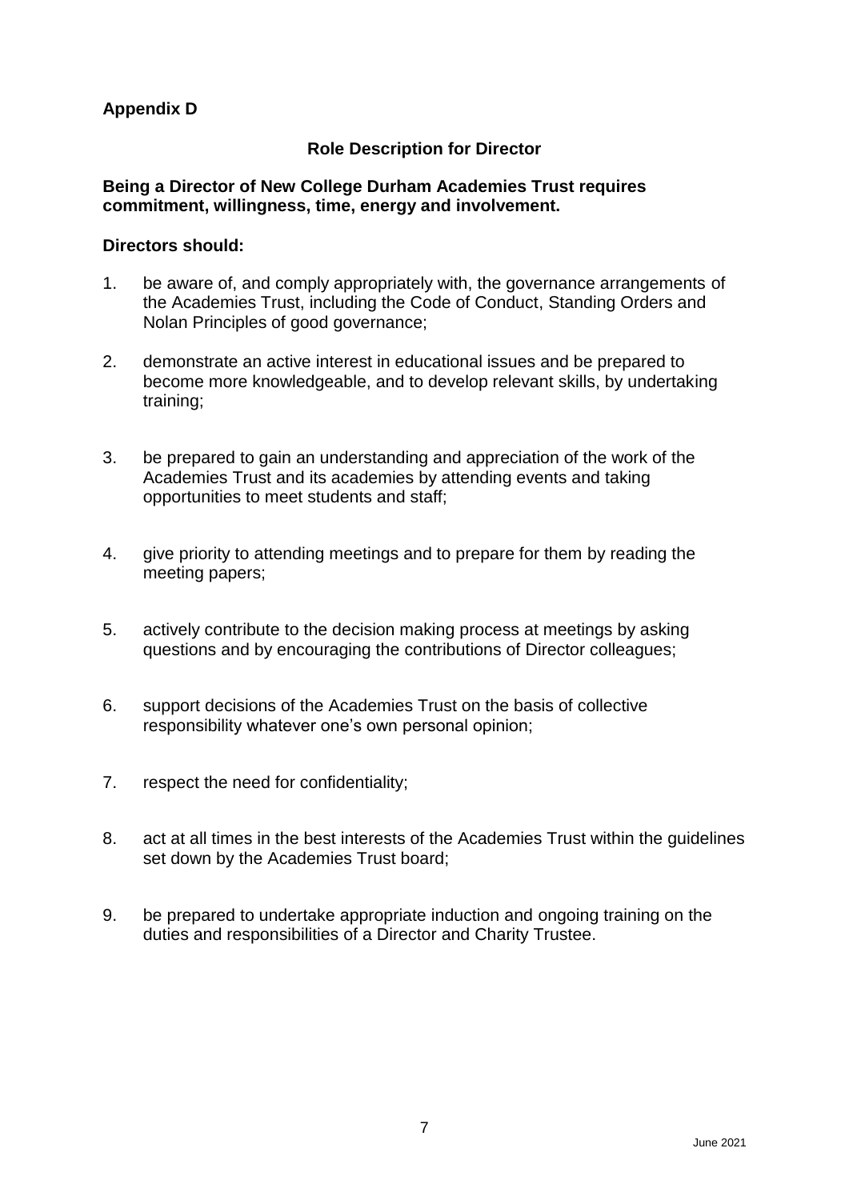**Appendix D**

## Role Description for Director

**Being a Director of New College Durham Academies Trust requires commitment, willingness, time, energy and involvement.**

**Directors should:**

1. be aware of, and comply appropriately with, the governance arrangements of the Academies Trust, including the Code of Conduct, Standing Orders and Nolan Principles of good governance;

2. demonstrate an active interest in educational issues and be prepared to become more knowledgeable, and to develop relevant skills, by undertaking training;

3. be prepared to gain an understanding and appreciation of the work of the Academies Trust and its academies by attending events and taking opportunities to meet students and staff;

4. give priority to attending meetings and to prepare for them by reading the meeting papers;

5. actively contribute to the decision making process at meetings by asking questions and by encouraging the contributions of Director colleagues;

6. support decisions of the Academies Trust on the basis of collective responsibility whatever one's own personal opinion;

7. respect the need for confidentiality;

8. act at all times in the best interests of the Academies Trust within the guidelines set down by the Academies Trust board;

9. be prepared to undertake appropriate induction and ongoing training on the duties and responsibilities of a Director and Charity Trustee.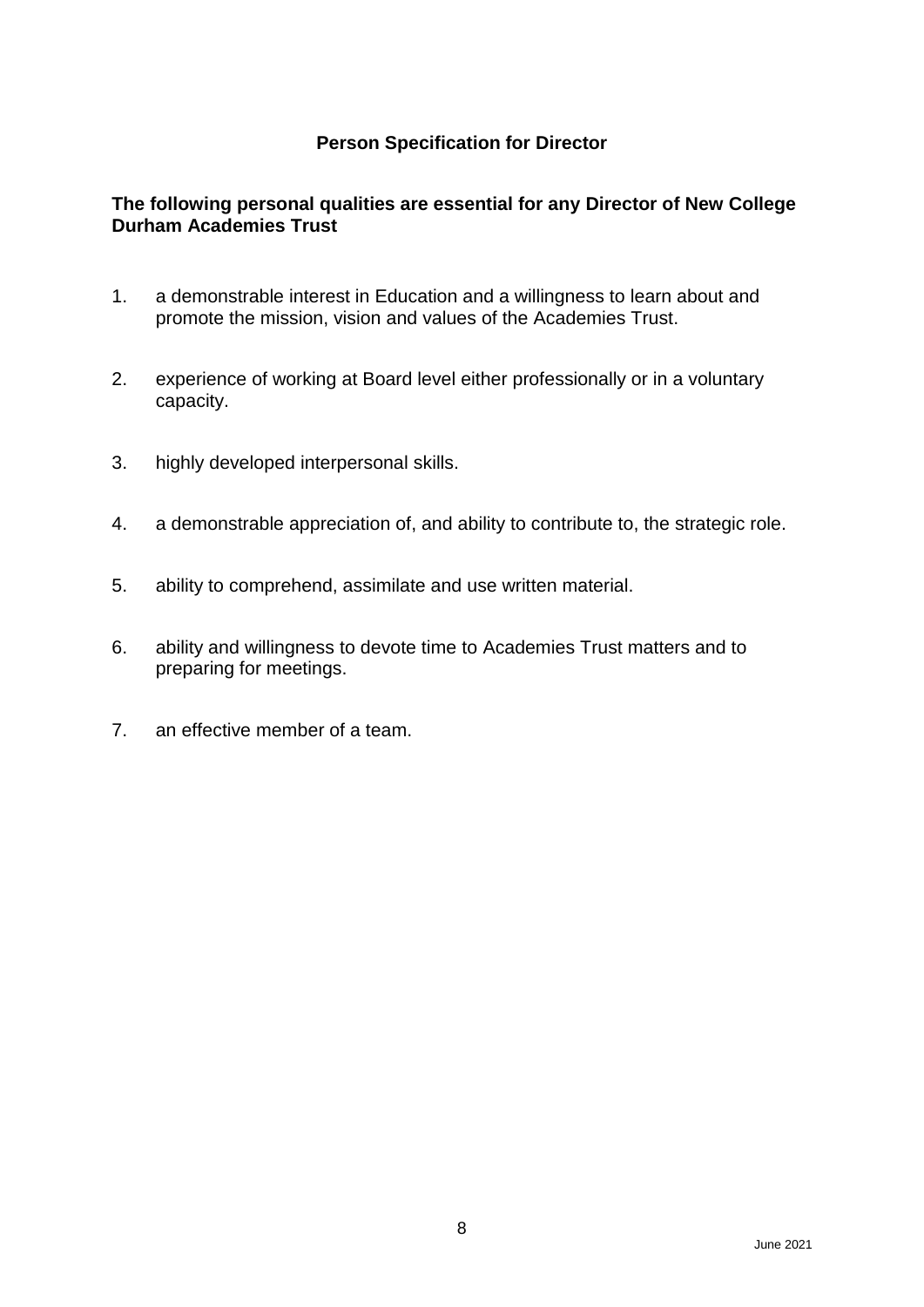## Person Specification for Director

**The following personal qualities are essential for any Director of New College Durham Academies Trust**

1. a demonstrable interest in Education and a willingness to learn about and promote the mission, vision and values of the Academies Trust.

2. experience of working at Board level either professionally or in a voluntary capacity.

3. highly developed interpersonal skills.

4. a demonstrable appreciation of, and ability to contribute to, the strategic role.

5. ability to comprehend, assimilate and use written material.

6. ability and willingness to devote time to Academies Trust matters and to preparing for meetings.

7. an effective member of a team.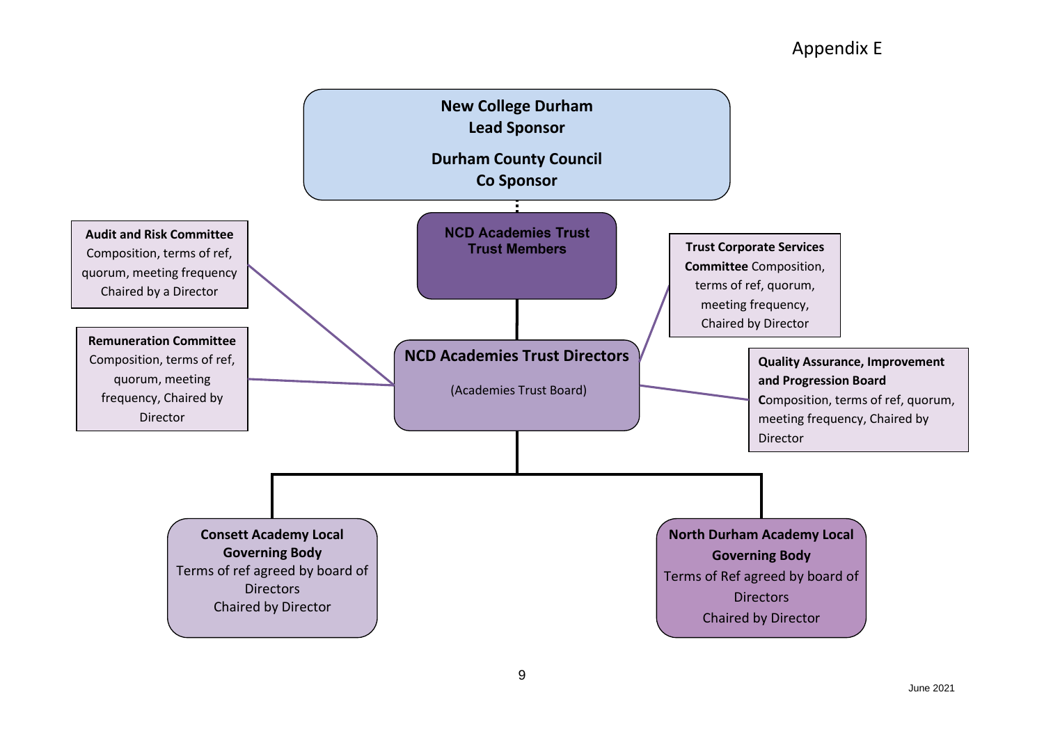Appendix E

**New College Durham**
**Lead Sponsor**

**Durham County Council**
**Co Sponsor**

**NCD Academies Trust**
**Trust Members**

**NCD Academies Trust Directors**

(Academies Trust Board)

**Audit and Risk Committee**
Composition, terms of ref, quorum, meeting frequency
Chaired by a Director

**Remuneration Committee**
Composition, terms of ref, quorum, meeting frequency, Chaired by Director

**Trust Corporate Services Committee** Composition, terms of ref, quorum, meeting frequency, Chaired by Director

**Quality Assurance, Improvement and Progression Board**
**C**omposition, terms of ref, quorum, meeting frequency, Chaired by Director

**Consett Academy Local Governing Body**
Terms of ref agreed by board of Directors
Chaired by Director

**North Durham Academy Local Governing Body**
Terms of Ref agreed by board of Directors
Chaired by Director

June 2021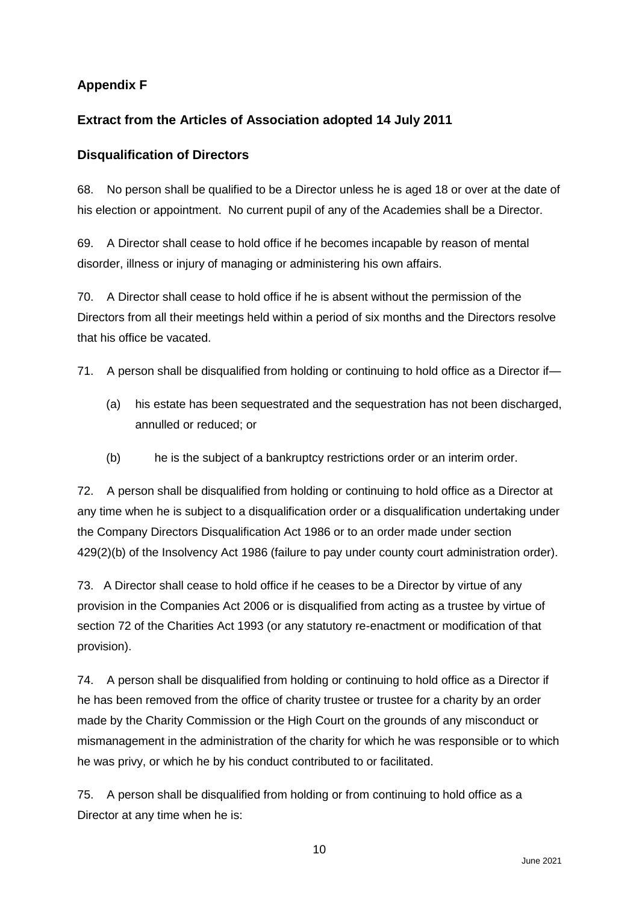## Appendix F

## Extract from the Articles of Association adopted 14 July 2011

## Disqualification of Directors

68. No person shall be qualified to be a Director unless he is aged 18 or over at the date of his election or appointment. No current pupil of any of the Academies shall be a Director.

69. A Director shall cease to hold office if he becomes incapable by reason of mental disorder, illness or injury of managing or administering his own affairs.

70. A Director shall cease to hold office if he is absent without the permission of the Directors from all their meetings held within a period of six months and the Directors resolve that his office be vacated.

71. A person shall be disqualified from holding or continuing to hold office as a Director if—

   (a) his estate has been sequestrated and the sequestration has not been discharged, annulled or reduced; or

   (b) he is the subject of a bankruptcy restrictions order or an interim order.

72. A person shall be disqualified from holding or continuing to hold office as a Director at any time when he is subject to a disqualification order or a disqualification undertaking under the Company Directors Disqualification Act 1986 or to an order made under section 429(2)(b) of the Insolvency Act 1986 (failure to pay under county court administration order).

73. A Director shall cease to hold office if he ceases to be a Director by virtue of any provision in the Companies Act 2006 or is disqualified from acting as a trustee by virtue of section 72 of the Charities Act 1993 (or any statutory re-enactment or modification of that provision).

74. A person shall be disqualified from holding or continuing to hold office as a Director if he has been removed from the office of charity trustee or trustee for a charity by an order made by the Charity Commission or the High Court on the grounds of any misconduct or mismanagement in the administration of the charity for which he was responsible or to which he was privy, or which he by his conduct contributed to or facilitated.

75. A person shall be disqualified from holding or from continuing to hold office as a Director at any time when he is: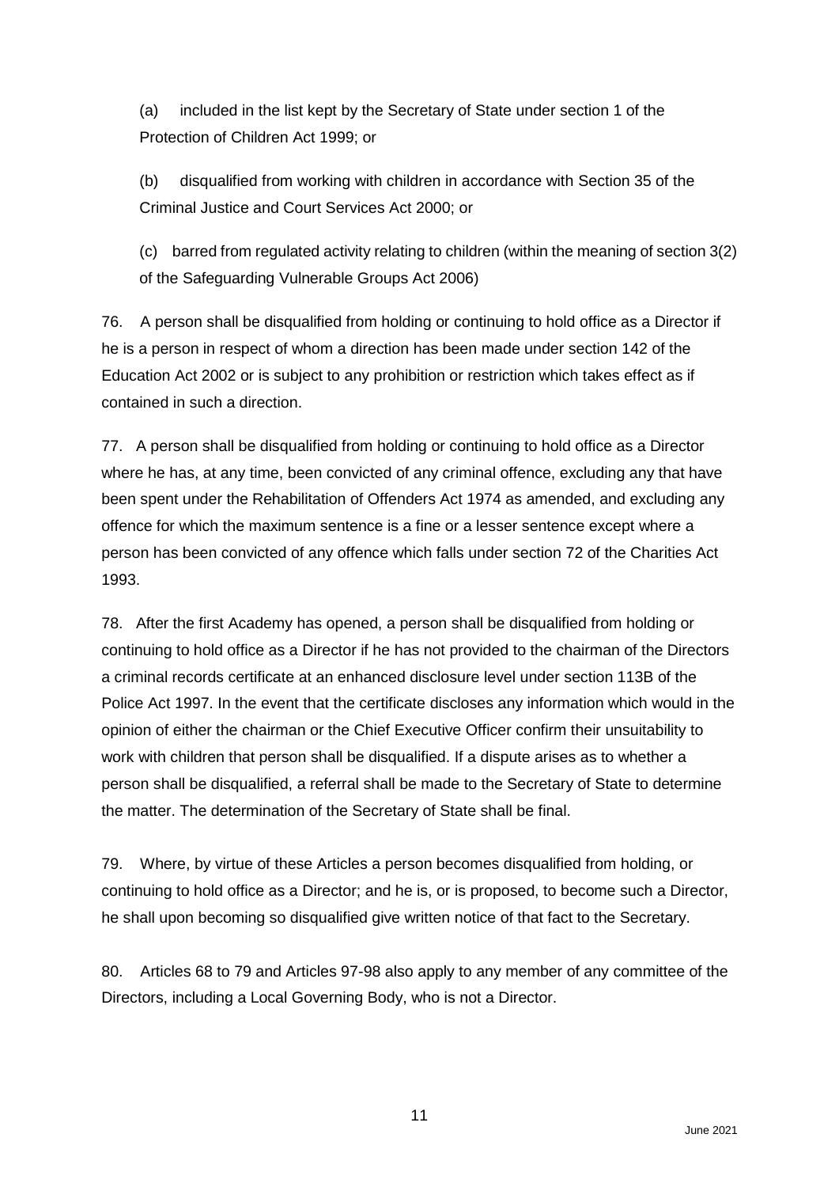(a) included in the list kept by the Secretary of State under section 1 of the Protection of Children Act 1999; or

(b) disqualified from working with children in accordance with Section 35 of the Criminal Justice and Court Services Act 2000; or

(c) barred from regulated activity relating to children (within the meaning of section 3(2) of the Safeguarding Vulnerable Groups Act 2006)

76. A person shall be disqualified from holding or continuing to hold office as a Director if he is a person in respect of whom a direction has been made under section 142 of the Education Act 2002 or is subject to any prohibition or restriction which takes effect as if contained in such a direction.

77. A person shall be disqualified from holding or continuing to hold office as a Director where he has, at any time, been convicted of any criminal offence, excluding any that have been spent under the Rehabilitation of Offenders Act 1974 as amended, and excluding any offence for which the maximum sentence is a fine or a lesser sentence except where a person has been convicted of any offence which falls under section 72 of the Charities Act 1993.

78. After the first Academy has opened, a person shall be disqualified from holding or continuing to hold office as a Director if he has not provided to the chairman of the Directors a criminal records certificate at an enhanced disclosure level under section 113B of the Police Act 1997. In the event that the certificate discloses any information which would in the opinion of either the chairman or the Chief Executive Officer confirm their unsuitability to work with children that person shall be disqualified. If a dispute arises as to whether a person shall be disqualified, a referral shall be made to the Secretary of State to determine the matter. The determination of the Secretary of State shall be final.

79. Where, by virtue of these Articles a person becomes disqualified from holding, or continuing to hold office as a Director; and he is, or is proposed, to become such a Director, he shall upon becoming so disqualified give written notice of that fact to the Secretary.

80. Articles 68 to 79 and Articles 97-98 also apply to any member of any committee of the Directors, including a Local Governing Body, who is not a Director.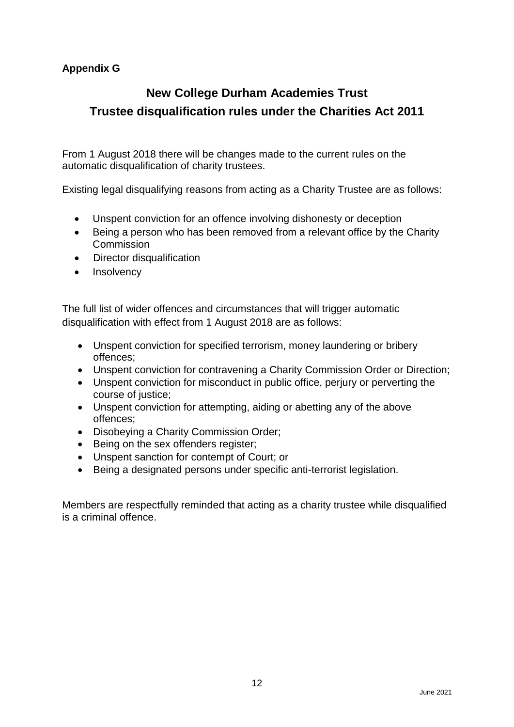**Appendix G**

## New College Durham Academies Trust
## Trustee disqualification rules under the Charities Act 2011

From 1 August 2018 there will be changes made to the current rules on the automatic disqualification of charity trustees.

Existing legal disqualifying reasons from acting as a Charity Trustee are as follows:

- Unspent conviction for an offence involving dishonesty or deception
- Being a person who has been removed from a relevant office by the Charity Commission
- Director disqualification
- Insolvency

The full list of wider offences and circumstances that will trigger automatic disqualification with effect from 1 August 2018 are as follows:

- Unspent conviction for specified terrorism, money laundering or bribery offences;
- Unspent conviction for contravening a Charity Commission Order or Direction;
- Unspent conviction for misconduct in public office, perjury or perverting the course of justice;
- Unspent conviction for attempting, aiding or abetting any of the above offences;
- Disobeying a Charity Commission Order;
- Being on the sex offenders register;
- Unspent sanction for contempt of Court; or
- Being a designated persons under specific anti-terrorist legislation.

Members are respectfully reminded that acting as a charity trustee while disqualified is a criminal offence.